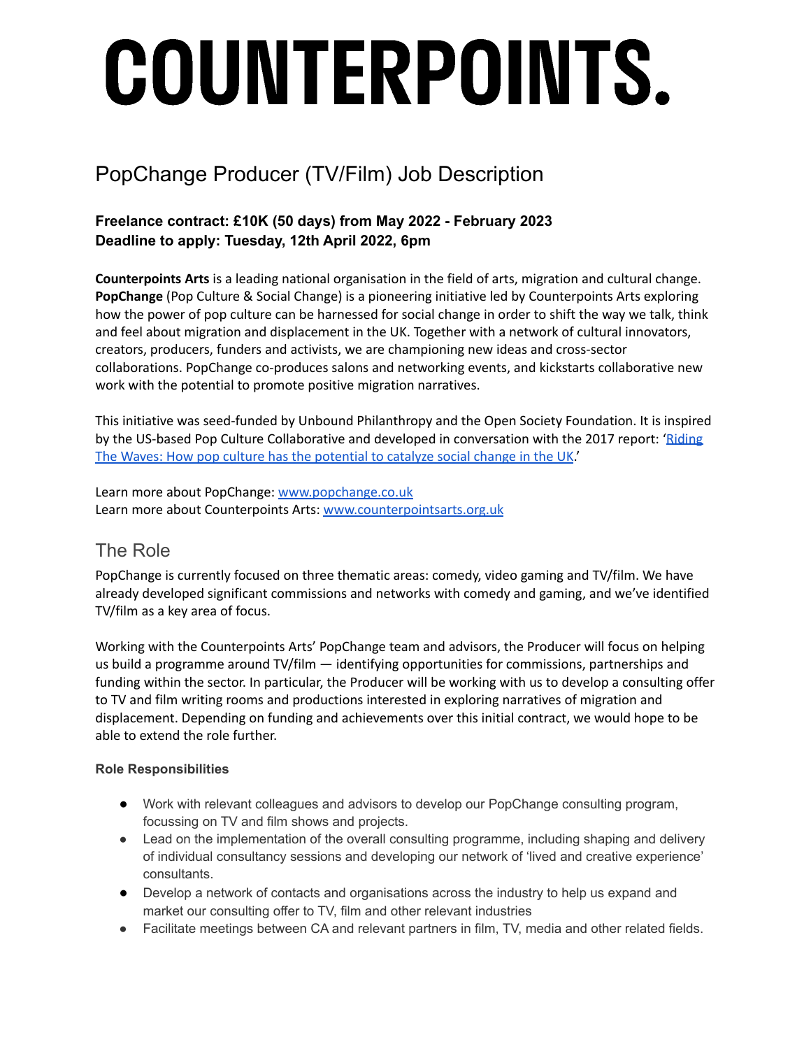# COUNTERPOINTS.

## PopChange Producer (TV/Film) Job Description

**Freelance contract: £10K (50 days) from May 2022 - February 2023**
**Deadline to apply: Tuesday, 12th April 2022, 6pm**

**Counterpoints Arts** is a leading national organisation in the field of arts, migration and cultural change. **PopChange** (Pop Culture & Social Change) is a pioneering initiative led by Counterpoints Arts exploring how the power of pop culture can be harnessed for social change in order to shift the way we talk, think and feel about migration and displacement in the UK. Together with a network of cultural innovators, creators, producers, funders and activists, we are championing new ideas and cross-sector collaborations. PopChange co-produces salons and networking events, and kickstarts collaborative new work with the potential to promote positive migration narratives.

This initiative was seed-funded by Unbound Philanthropy and the Open Society Foundation. It is inspired by the US-based Pop Culture Collaborative and developed in conversation with the 2017 report: 'Riding The Waves: How pop culture has the potential to catalyze social change in the UK.'

Learn more about PopChange: www.popchange.co.uk
Learn more about Counterpoints Arts: www.counterpointsarts.org.uk

## The Role

PopChange is currently focused on three thematic areas: comedy, video gaming and TV/film. We have already developed significant commissions and networks with comedy and gaming, and we've identified TV/film as a key area of focus.

Working with the Counterpoints Arts' PopChange team and advisors, the Producer will focus on helping us build a programme around TV/film — identifying opportunities for commissions, partnerships and funding within the sector. In particular, the Producer will be working with us to develop a consulting offer to TV and film writing rooms and productions interested in exploring narratives of migration and displacement. Depending on funding and achievements over this initial contract, we would hope to be able to extend the role further.

### Role Responsibilities

- Work with relevant colleagues and advisors to develop our PopChange consulting program, focussing on TV and film shows and projects.
- Lead on the implementation of the overall consulting programme, including shaping and delivery of individual consultancy sessions and developing our network of 'lived and creative experience' consultants.
- Develop a network of contacts and organisations across the industry to help us expand and market our consulting offer to TV, film and other relevant industries
- Facilitate meetings between CA and relevant partners in film, TV, media and other related fields.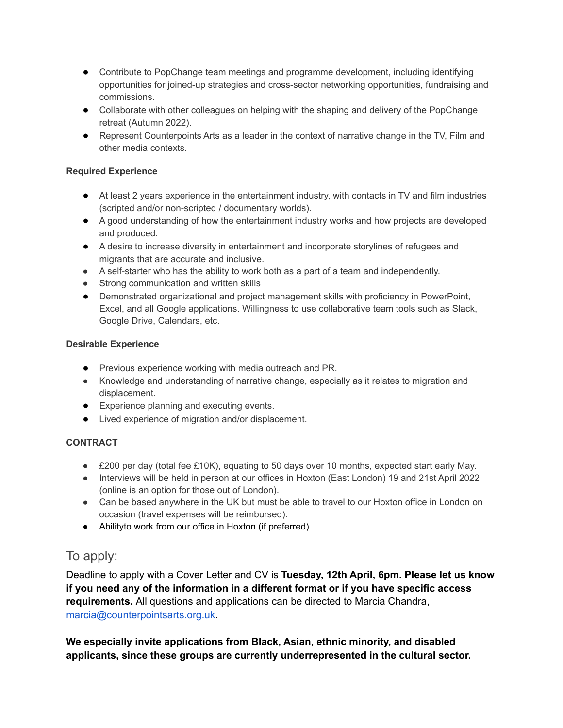- Contribute to PopChange team meetings and programme development, including identifying opportunities for joined-up strategies and cross-sector networking opportunities, fundraising and commissions.
- Collaborate with other colleagues on helping with the shaping and delivery of the PopChange retreat (Autumn 2022).
- Represent Counterpoints Arts as a leader in the context of narrative change in the TV, Film and other media contexts.

**Required Experience**

- At least 2 years experience in the entertainment industry, with contacts in TV and film industries (scripted and/or non-scripted / documentary worlds).
- A good understanding of how the entertainment industry works and how projects are developed and produced.
- A desire to increase diversity in entertainment and incorporate storylines of refugees and migrants that are accurate and inclusive.
- A self-starter who has the ability to work both as a part of a team and independently.
- Strong communication and written skills
- Demonstrated organizational and project management skills with proficiency in PowerPoint, Excel, and all Google applications. Willingness to use collaborative team tools such as Slack, Google Drive, Calendars, etc.

**Desirable Experience**

- Previous experience working with media outreach and PR.
- Knowledge and understanding of narrative change, especially as it relates to migration and displacement.
- Experience planning and executing events.
- Lived experience of migration and/or displacement.

**CONTRACT**

- £200 per day (total fee £10K), equating to 50 days over 10 months, expected start early May.
- Interviews will be held in person at our offices in Hoxton (East London) 19 and 21st April 2022 (online is an option for those out of London).
- Can be based anywhere in the UK but must be able to travel to our Hoxton office in London on occasion (travel expenses will be reimbursed).
- Abilityto work from our office in Hoxton (if preferred).

## To apply:

Deadline to apply with a Cover Letter and CV is **Tuesday, 12th April, 6pm. Please let us know if you need any of the information in a different format or if you have specific access requirements.** All questions and applications can be directed to Marcia Chandra, marcia@counterpointsarts.org.uk.

**We especially invite applications from Black, Asian, ethnic minority, and disabled applicants, since these groups are currently underrepresented in the cultural sector.**